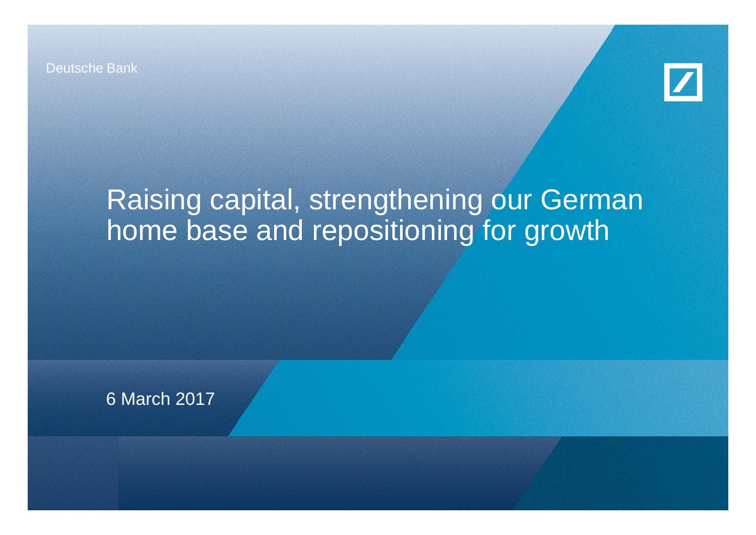Deutsche Bank

# Raising capital, strengthening our German home base and repositioning for growth

6 March 2017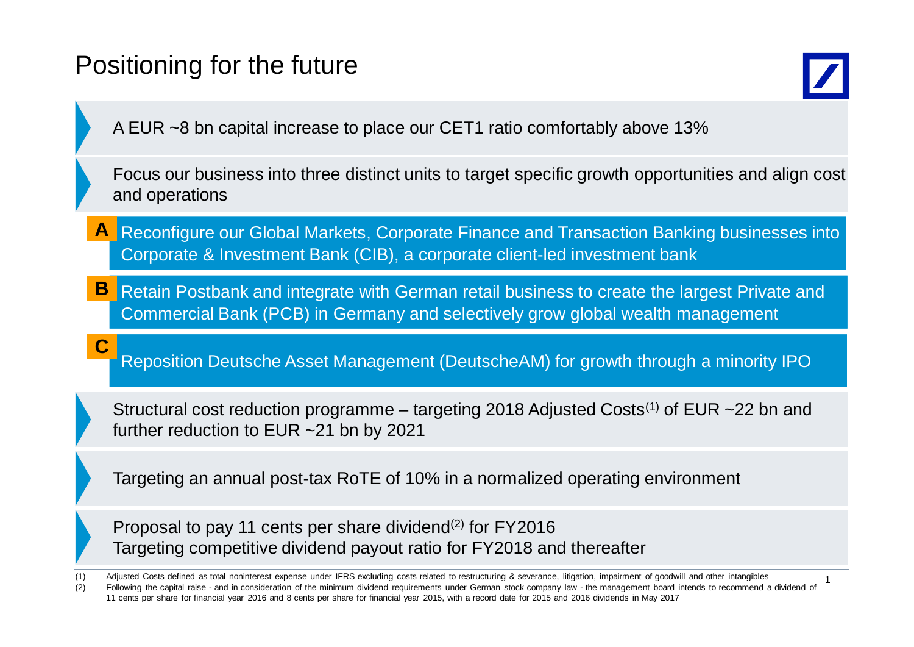# Positioning for the future

- A EUR ~8 bn capital increase to place our CET1 ratio comfortably above 13%
- Focus our business into three distinct units to target specific growth opportunities and align cost and operations
  - **A** Reconfigure our Global Markets, Corporate Finance and Transaction Banking businesses into Corporate & Investment Bank (CIB), a corporate client-led investment bank
  - **B** Retain Postbank and integrate with German retail business to create the largest Private and Commercial Bank (PCB) in Germany and selectively grow global wealth management
  - **C** Reposition Deutsche Asset Management (DeutscheAM) for growth through a minority IPO
- Structural cost reduction programme – targeting 2018 Adjusted Costs(1) of EUR ~22 bn and further reduction to EUR ~21 bn by 2021
- Targeting an annual post-tax RoTE of 10% in a normalized operating environment
- Proposal to pay 11 cents per share dividend(2) for FY2016
  Targeting competitive dividend payout ratio for FY2018 and thereafter

(1) Adjusted Costs defined as total noninterest expense under IFRS excluding costs related to restructuring & severance, litigation, impairment of goodwill and other intangibles

(2) Following the capital raise - and in consideration of the minimum dividend requirements under German stock company law - the management board intends to recommend a dividend of 11 cents per share for financial year 2016 and 8 cents per share for financial year 2015, with a record date for 2015 and 2016 dividends in May 2017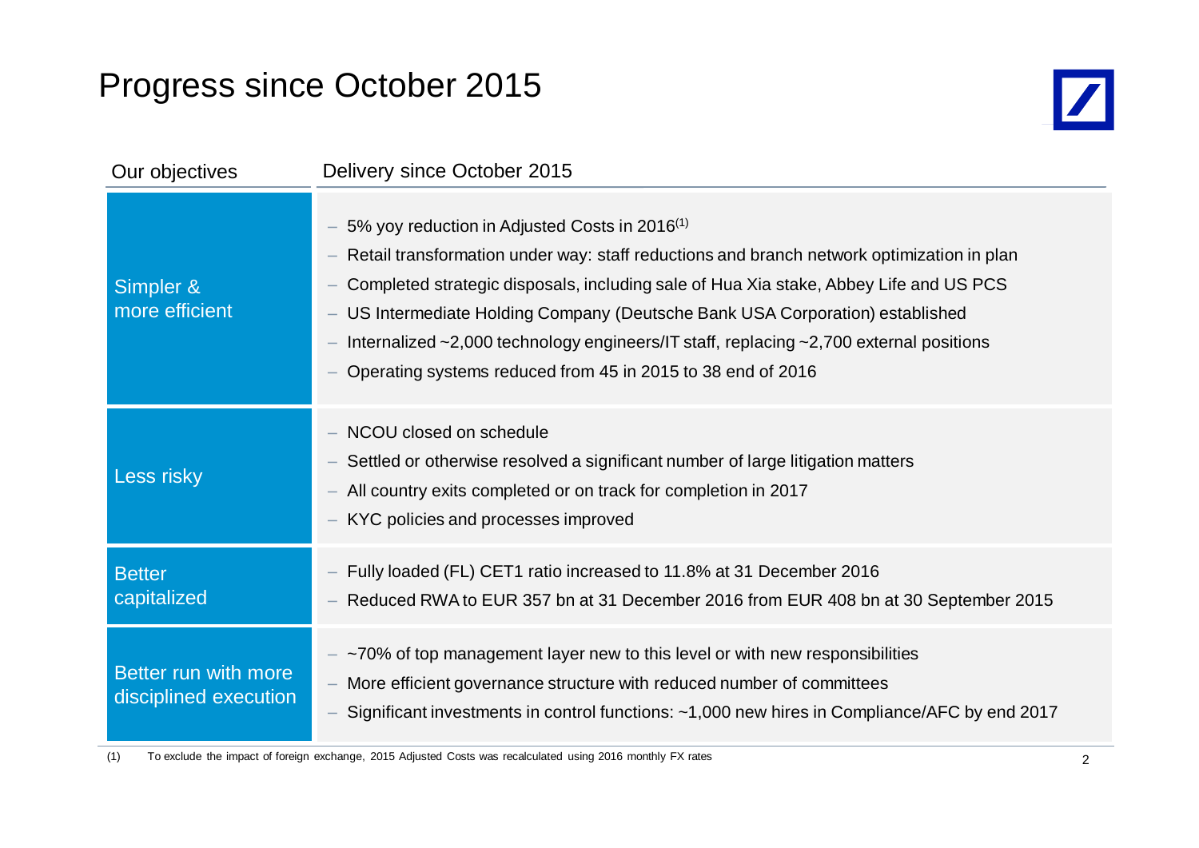# Progress since October 2015

| Our objectives | Delivery since October 2015 |
|---|---|
| Simpler & more efficient | – 5% yoy reduction in Adjusted Costs in 2016[1]<br>– Retail transformation under way: staff reductions and branch network optimization in plan<br>– Completed strategic disposals, including sale of Hua Xia stake, Abbey Life and US PCS<br>– US Intermediate Holding Company (Deutsche Bank USA Corporation) established<br>– Internalized ~2,000 technology engineers/IT staff, replacing ~2,700 external positions<br>– Operating systems reduced from 45 in 2015 to 38 end of 2016 |
| Less risky | – NCOU closed on schedule<br>– Settled or otherwise resolved a significant number of large litigation matters<br>– All country exits completed or on track for completion in 2017<br>– KYC policies and processes improved |
| Better capitalized | – Fully loaded (FL) CET1 ratio increased to 11.8% at 31 December 2016<br>– Reduced RWA to EUR 357 bn at 31 December 2016 from EUR 408 bn at 30 September 2015 |
| Better run with more disciplined execution | – ~70% of top management layer new to this level or with new responsibilities<br>– More efficient governance structure with reduced number of committees<br>– Significant investments in control functions: ~1,000 new hires in Compliance/AFC by end 2017 |

(1) To exclude the impact of foreign exchange, 2015 Adjusted Costs was recalculated using 2016 monthly FX rates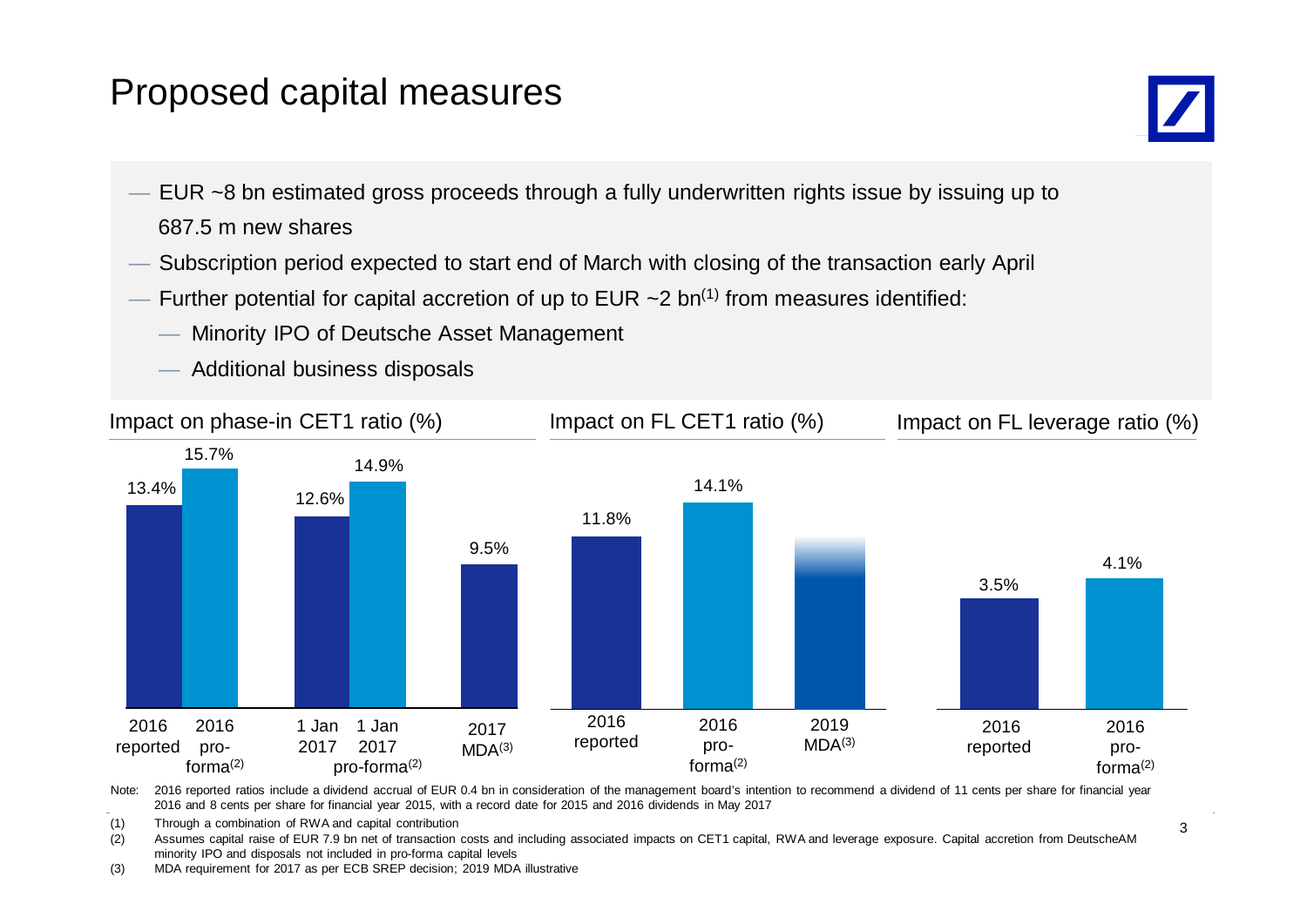# Proposed capital measures

- EUR ~8 bn estimated gross proceeds through a fully underwritten rights issue by issuing up to 687.5 m new shares
- Subscription period expected to start end of March with closing of the transaction early April
- Further potential for capital accretion of up to EUR ~2 bn[1] from measures identified:
  - Minority IPO of Deutsche Asset Management
  - Additional business disposals

**Impact on phase-in CET1 ratio (%)**

| 2016 reported | 2016 pro-forma[2] | 1 Jan 2017 | 1 Jan 2017 pro-forma[2] | 2017 MDA[3] |
|---|---|---|---|---|
| 13.4% | 15.7% | 12.6% | 14.9% | 9.5% |

**Impact on FL CET1 ratio (%)**

| 2016 reported | 2016 pro-forma[2] | 2019 MDA[3] |
|---|---|---|
| 11.8% | 14.1% | |

**Impact on FL leverage ratio (%)**

| 2016 reported | 2016 pro-forma[2] |
|---|---|
| 3.5% | 4.1% |

Note: 2016 reported ratios include a dividend accrual of EUR 0.4 bn in consideration of the management board's intention to recommend a dividend of 11 cents per share for financial year 2016 and 8 cents per share for financial year 2015, with a record date for 2015 and 2016 dividends in May 2017

(1) Through a combination of RWA and capital contribution

(2) Assumes capital raise of EUR 7.9 bn net of transaction costs and including associated impacts on CET1 capital, RWA and leverage exposure. Capital accretion from DeutscheAM minority IPO and disposals not included in pro-forma capital levels

(3) MDA requirement for 2017 as per ECB SREP decision; 2019 MDA illustrative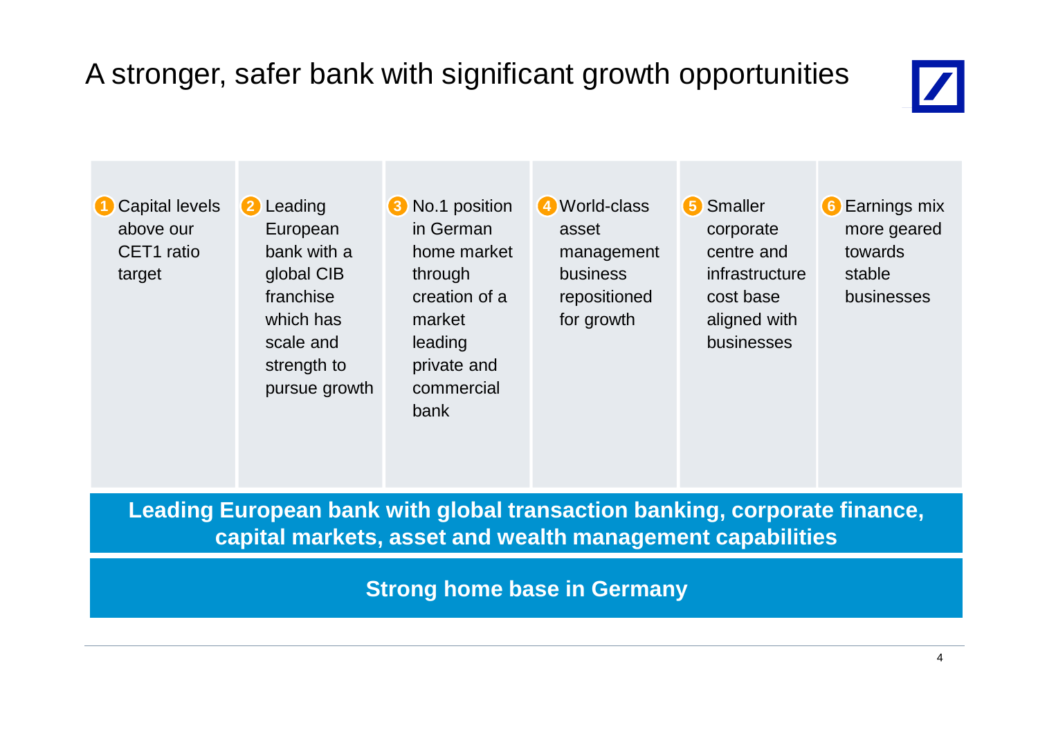# A stronger, safer bank with significant growth opportunities

1. Capital levels above our CET1 ratio target
2. Leading European bank with a global CIB franchise which has scale and strength to pursue growth
3. No.1 position in German home market through creation of a market leading private and commercial bank
4. World-class asset management business repositioned for growth
5. Smaller corporate centre and infrastructure cost base aligned with businesses
6. Earnings mix more geared towards stable businesses

**Leading European bank with global transaction banking, corporate finance, capital markets, asset and wealth management capabilities**

**Strong home base in Germany**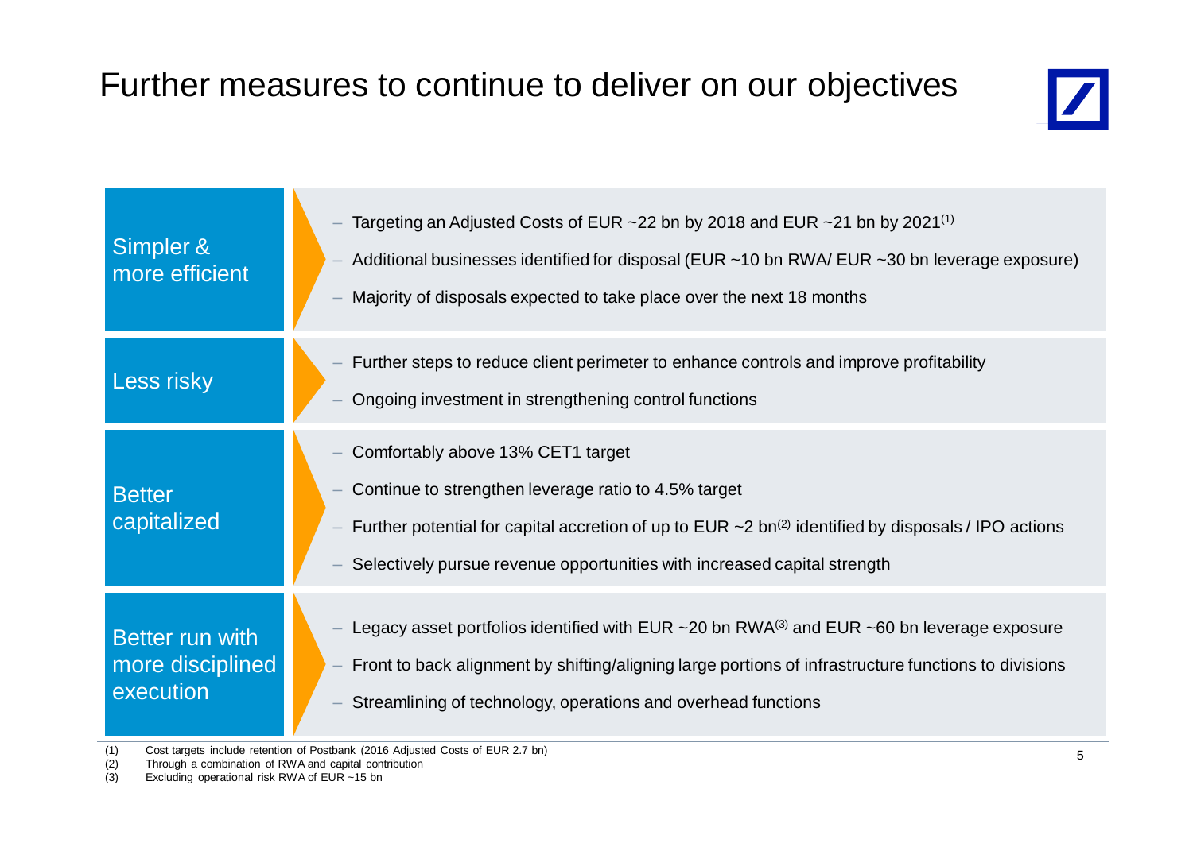# Further measures to continue to deliver on our objectives

| | |
|---|---|
| Simpler & more efficient | – Targeting an Adjusted Costs of EUR ~22 bn by 2018 and EUR ~21 bn by 2021[1]<br>– Additional businesses identified for disposal (EUR ~10 bn RWA/ EUR ~30 bn leverage exposure)<br>– Majority of disposals expected to take place over the next 18 months |
| Less risky | – Further steps to reduce client perimeter to enhance controls and improve profitability<br>– Ongoing investment in strengthening control functions |
| Better capitalized | – Comfortably above 13% CET1 target<br>– Continue to strengthen leverage ratio to 4.5% target<br>– Further potential for capital accretion of up to EUR ~2 bn[2] identified by disposals / IPO actions<br>– Selectively pursue revenue opportunities with increased capital strength |
| Better run with more disciplined execution | – Legacy asset portfolios identified with EUR ~20 bn RWA[3] and EUR ~60 bn leverage exposure<br>– Front to back alignment by shifting/aligning large portions of infrastructure functions to divisions<br>– Streamlining of technology, operations and overhead functions |

(1) Cost targets include retention of Postbank (2016 Adjusted Costs of EUR 2.7 bn)
(2) Through a combination of RWA and capital contribution
(3) Excluding operational risk RWA of EUR ~15 bn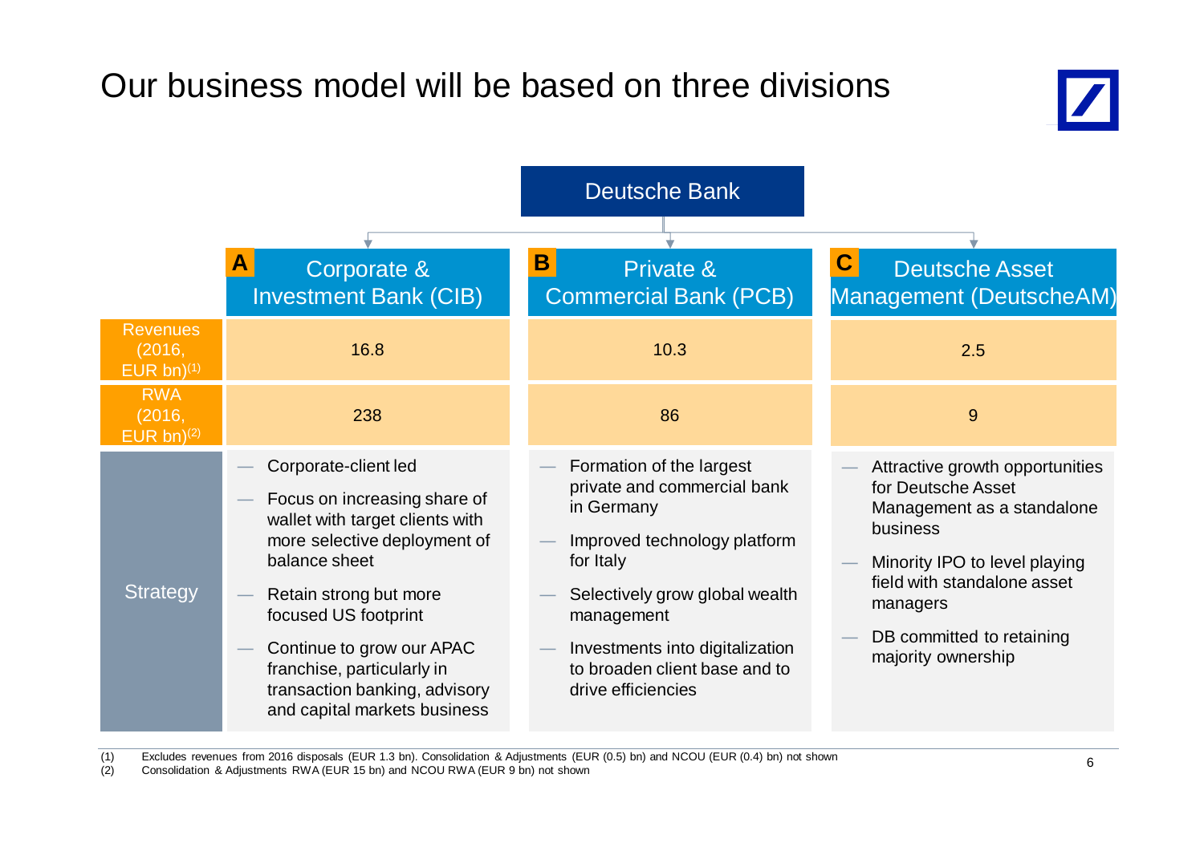# Our business model will be based on three divisions

Deutsche Bank

| | A Corporate & Investment Bank (CIB) | B Private & Commercial Bank (PCB) | C Deutsche Asset Management (DeutscheAM) |
|---|---|---|---|
| Revenues (2016, EUR bn)[1] | 16.8 | 10.3 | 2.5 |
| RWA (2016, EUR bn)[2] | 238 | 86 | 9 |
| Strategy | — Corporate-client led<br>— Focus on increasing share of wallet with target clients with more selective deployment of balance sheet<br>— Retain strong but more focused US footprint<br>— Continue to grow our APAC franchise, particularly in transaction banking, advisory and capital markets business | — Formation of the largest private and commercial bank in Germany<br>— Improved technology platform for Italy<br>— Selectively grow global wealth management<br>— Investments into digitalization to broaden client base and to drive efficiencies | — Attractive growth opportunities for Deutsche Asset Management as a standalone business<br>— Minority IPO to level playing field with standalone asset managers<br>— DB committed to retaining majority ownership |

(1) Excludes revenues from 2016 disposals (EUR 1.3 bn). Consolidation & Adjustments (EUR (0.5) bn) and NCOU (EUR (0.4) bn) not shown
(2) Consolidation & Adjustments RWA (EUR 15 bn) and NCOU RWA (EUR 9 bn) not shown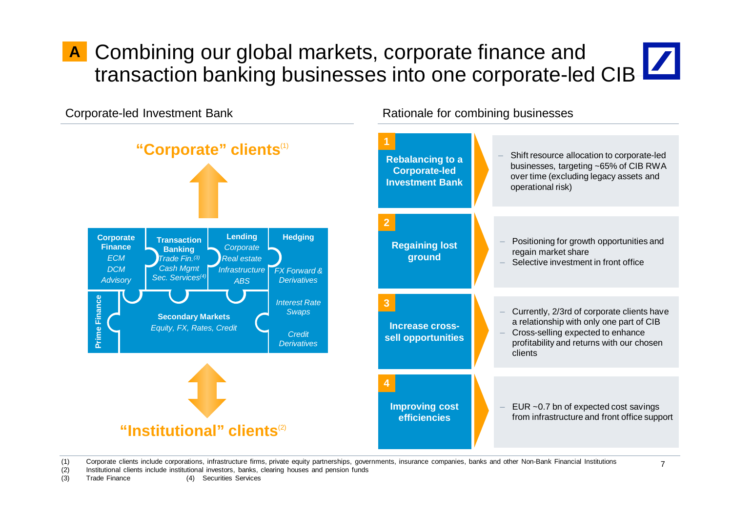# A Combining our global markets, corporate finance and transaction banking businesses into one corporate-led CIB

## Corporate-led Investment Bank

**"Corporate" clients[1]**

| Corporate Finance | Transaction Banking | Lending | Hedging |
|---|---|---|---|
| *ECM* | *Trade Fin.[3]* | *Corporate* | *FX Forward & Derivatives* |
| *DCM* | *Cash Mgmt* | *Real estate* | *Interest Rate Swaps* |
| *Advisory* | *Sec. Services[4]* | *Infrastructure* | *Credit Derivatives* |
| | | *ABS* | |

**Prime Finance**

**Secondary Markets**
*Equity, FX, Rates, Credit*

**"Institutional" clients[2]**

## Rationale for combining businesses

**1 Rebalancing to a Corporate-led Investment Bank**
- Shift resource allocation to corporate-led businesses, targeting ~65% of CIB RWA over time (excluding legacy assets and operational risk)

**2 Regaining lost ground**
- Positioning for growth opportunities and regain market share
- Selective investment in front office

**3 Increase cross-sell opportunities**
- Currently, 2/3rd of corporate clients have a relationship with only one part of CIB
- Cross-selling expected to enhance profitability and returns with our chosen clients

**4 Improving cost efficiencies**
- EUR ~0.7 bn of expected cost savings from infrastructure and front office support

(1) Corporate clients include corporations, infrastructure firms, private equity partnerships, governments, insurance companies, banks and other Non-Bank Financial Institutions
(2) Institutional clients include institutional investors, banks, clearing houses and pension funds
(3) Trade Finance (4) Securities Services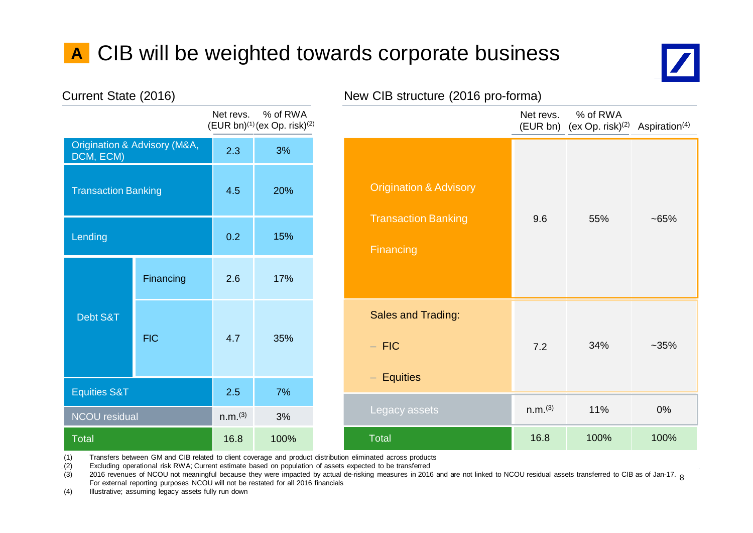# A CIB will be weighted towards corporate business

## Current State (2016)

| | | Net revs. (EUR bn)[1] | % of RWA (ex Op. risk)[2] |
|---|---|---|---|
| Origination & Advisory (M&A, DCM, ECM) | | 2.3 | 3% |
| Transaction Banking | | 4.5 | 20% |
| Lending | | 0.2 | 15% |
| Debt S&T | Financing | 2.6 | 17% |
| | FIC | 4.7 | 35% |
| Equities S&T | | 2.5 | 7% |
| NCOU residual | | n.m.[3] | 3% |
| Total | | 16.8 | 100% |

## New CIB structure (2016 pro-forma)

| | Net revs. (EUR bn) | % of RWA (ex Op. risk)[2] | Aspiration[4] |
|---|---|---|---|
| Origination & Advisory<br>Transaction Banking<br>Financing | 9.6 | 55% | ~65% |
| Sales and Trading:<br>– FIC<br>– Equities | 7.2 | 34% | ~35% |
| Legacy assets | n.m.[3] | 11% | 0% |
| Total | 16.8 | 100% | 100% |

(1) Transfers between GM and CIB related to client coverage and product distribution eliminated across products
(2) Excluding operational risk RWA; Current estimate based on population of assets expected to be transferred
(3) 2016 revenues of NCOU not meaningful because they were impacted by actual de-risking measures in 2016 and are not linked to NCOU residual assets transferred to CIB as of Jan-17. For external reporting purposes NCOU will not be restated for all 2016 financials
(4) Illustrative; assuming legacy assets fully run down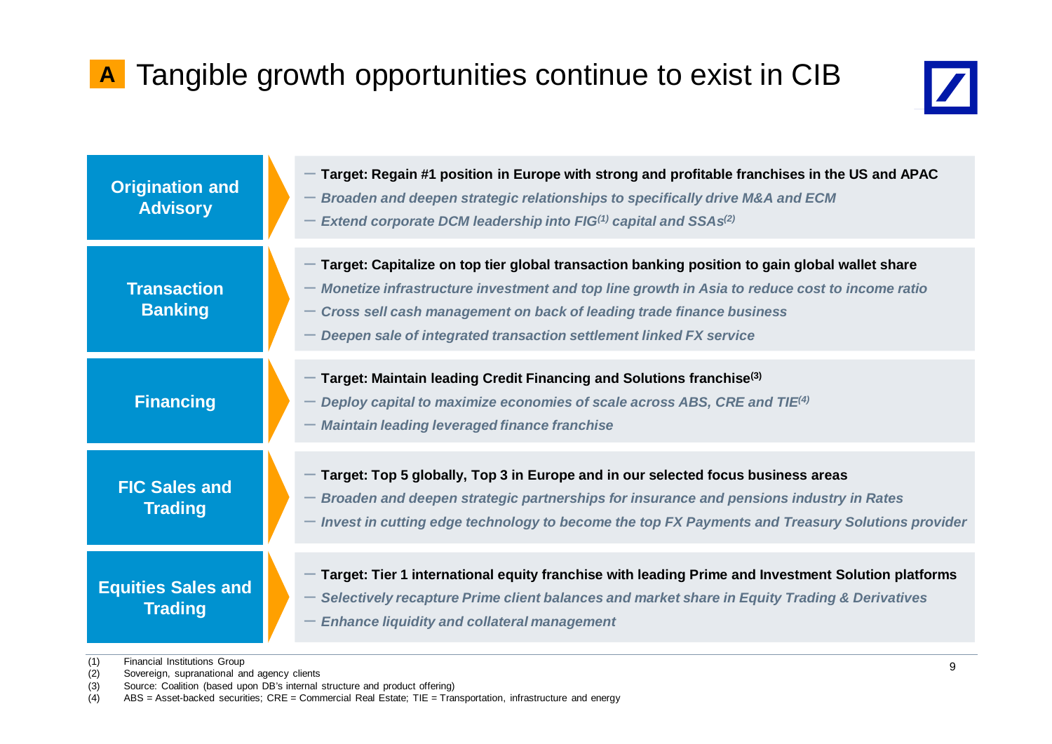# A Tangible growth opportunities continue to exist in CIB

## Origination and Advisory

- **Target: Regain #1 position in Europe with strong and profitable franchises in the US and APAC**
- *Broaden and deepen strategic relationships to specifically drive M&A and ECM*
- *Extend corporate DCM leadership into FIG[(1)] capital and SSAs[(2)]*

## Transaction Banking

- **Target: Capitalize on top tier global transaction banking position to gain global wallet share**
- *Monetize infrastructure investment and top line growth in Asia to reduce cost to income ratio*
- *Cross sell cash management on back of leading trade finance business*
- *Deepen sale of integrated transaction settlement linked FX service*

## Financing

- **Target: Maintain leading Credit Financing and Solutions franchise[(3)]**
- *Deploy capital to maximize economies of scale across ABS, CRE and TIE[(4)]*
- *Maintain leading leveraged finance franchise*

## FIC Sales and Trading

- **Target: Top 5 globally, Top 3 in Europe and in our selected focus business areas**
- *Broaden and deepen strategic partnerships for insurance and pensions industry in Rates*
- *Invest in cutting edge technology to become the top FX Payments and Treasury Solutions provider*

## Equities Sales and Trading

- **Target: Tier 1 international equity franchise with leading Prime and Investment Solution platforms**
- *Selectively recapture Prime client balances and market share in Equity Trading & Derivatives*
- *Enhance liquidity and collateral management*

(1) Financial Institutions Group
(2) Sovereign, supranational and agency clients
(3) Source: Coalition (based upon DB's internal structure and product offering)
(4) ABS = Asset-backed securities; CRE = Commercial Real Estate; TIE = Transportation, infrastructure and energy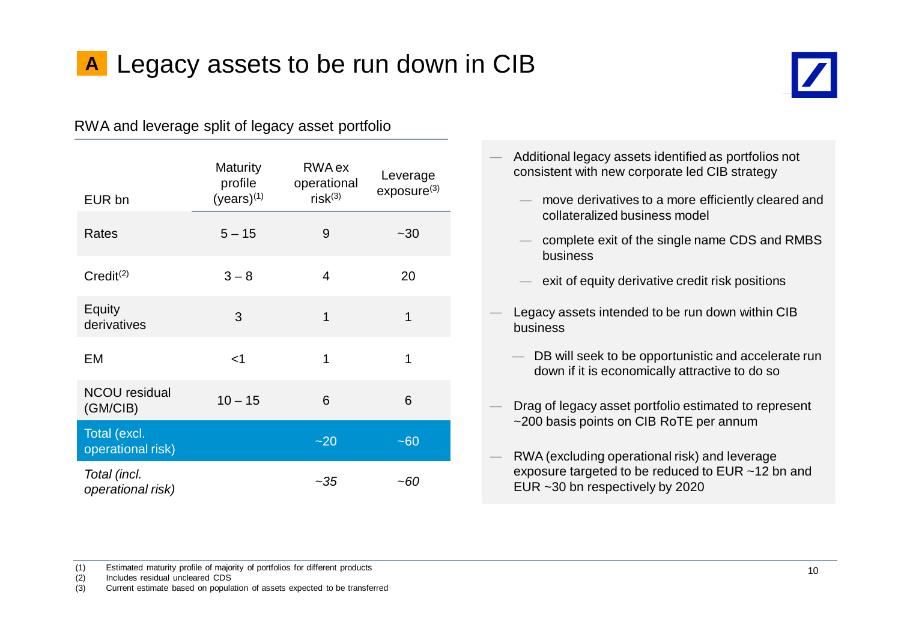# A Legacy assets to be run down in CIB

## RWA and leverage split of legacy asset portfolio

| EUR bn | Maturity profile (years)[1] | RWA ex operational risk[3] | Leverage exposure[3] |
|---|---|---|---|
| Rates | 5 – 15 | 9 | ~30 |
| Credit[2] | 3 – 8 | 4 | 20 |
| Equity derivatives | 3 | 1 | 1 |
| EM | <1 | 1 | 1 |
| NCOU residual (GM/CIB) | 10 – 15 | 6 | 6 |
| **Total (excl. operational risk)** | | **~20** | **~60** |
| *Total (incl. operational risk)* | | *~35* | *~60* |

- Additional legacy assets identified as portfolios not consistent with new corporate led CIB strategy
  - move derivatives to a more efficiently cleared and collateralized business model
  - complete exit of the single name CDS and RMBS business
  - exit of equity derivative credit risk positions
- Legacy assets intended to be run down within CIB business
  - DB will seek to be opportunistic and accelerate run down if it is economically attractive to do so
- Drag of legacy asset portfolio estimated to represent ~200 basis points on CIB RoTE per annum
- RWA (excluding operational risk) and leverage exposure targeted to be reduced to EUR ~12 bn and EUR ~30 bn respectively by 2020

(1) Estimated maturity profile of majority of portfolios for different products
(2) Includes residual uncleared CDS
(3) Current estimate based on population of assets expected to be transferred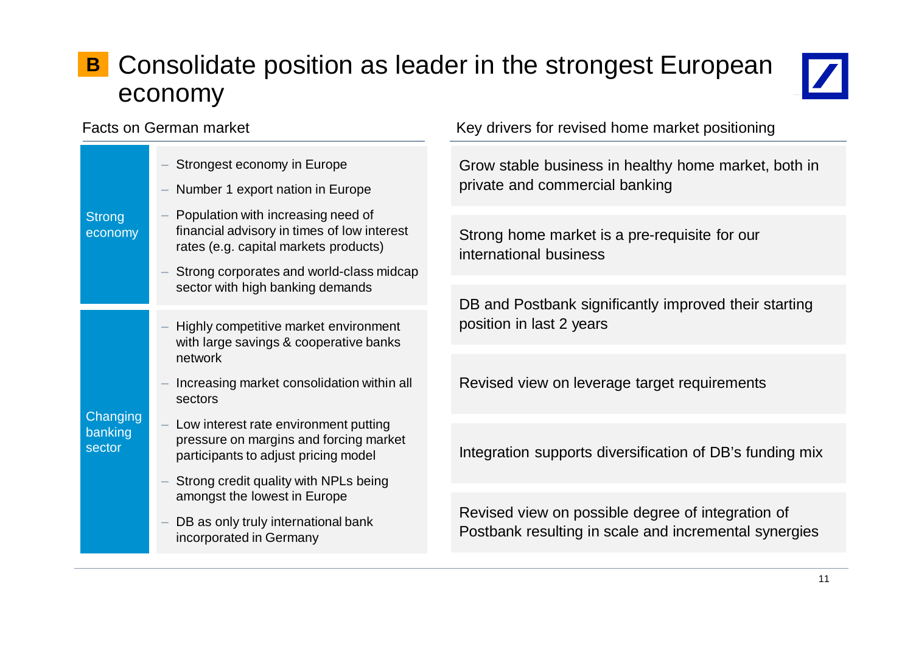# B Consolidate position as leader in the strongest European economy

## Facts on German market

**Strong economy**

- Strongest economy in Europe
- Number 1 export nation in Europe
- Population with increasing need of financial advisory in times of low interest rates (e.g. capital markets products)
- Strong corporates and world-class midcap sector with high banking demands

**Changing banking sector**

- Highly competitive market environment with large savings & cooperative banks network
- Increasing market consolidation within all sectors
- Low interest rate environment putting pressure on margins and forcing market participants to adjust pricing model
- Strong credit quality with NPLs being amongst the lowest in Europe
- DB as only truly international bank incorporated in Germany

## Key drivers for revised home market positioning

- Grow stable business in healthy home market, both in private and commercial banking
- Strong home market is a pre-requisite for our international business
- DB and Postbank significantly improved their starting position in last 2 years
- Revised view on leverage target requirements
- Integration supports diversification of DB's funding mix
- Revised view on possible degree of integration of Postbank resulting in scale and incremental synergies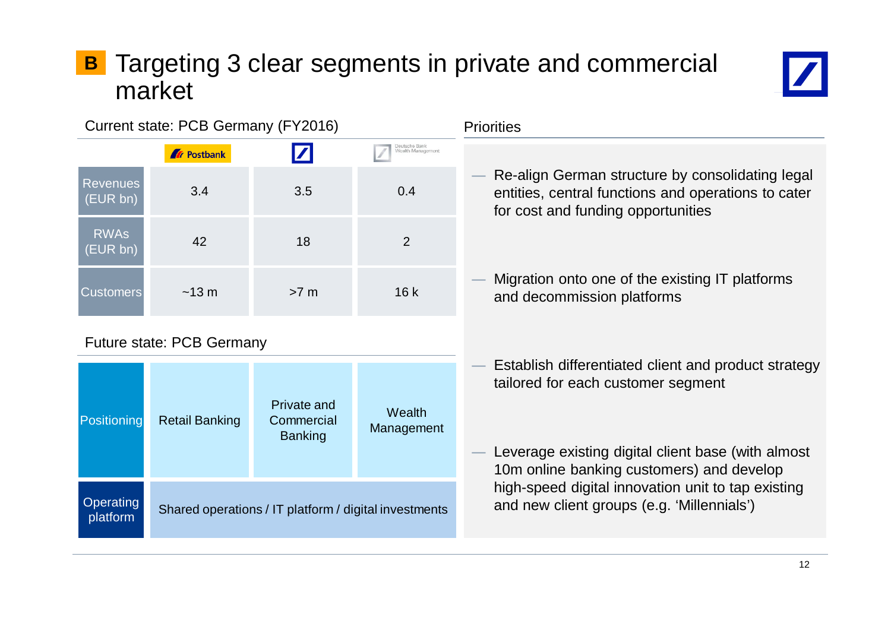# B Targeting 3 clear segments in private and commercial market

## Current state: PCB Germany (FY2016)

| | Postbank | Deutsche Bank | Deutsche Bank Wealth Management |
|---|---|---|---|
| Revenues (EUR bn) | 3.4 | 3.5 | 0.4 |
| RWAs (EUR bn) | 42 | 18 | 2 |
| Customers | ~13 m | >7 m | 16 k |

## Future state: PCB Germany

| | | | |
|---|---|---|---|
| Positioning | Retail Banking | Private and Commercial Banking | Wealth Management |
| Operating platform | Shared operations / IT platform / digital investments | | |

## Priorities

- Re-align German structure by consolidating legal entities, central functions and operations to cater for cost and funding opportunities
- Migration onto one of the existing IT platforms and decommission platforms
- Establish differentiated client and product strategy tailored for each customer segment
- Leverage existing digital client base (with almost 10m online banking customers) and develop high-speed digital innovation unit to tap existing and new client groups (e.g. 'Millennials')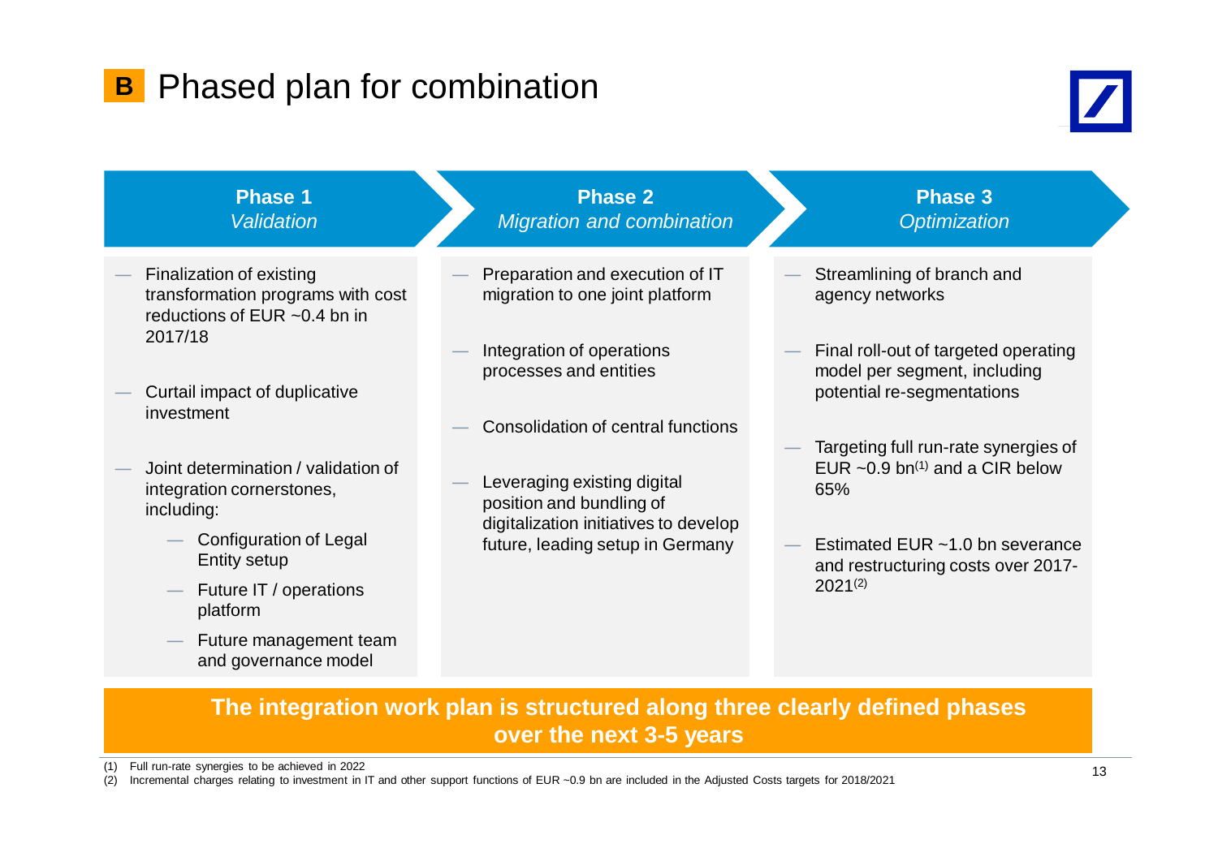# B Phased plan for combination

## Phase 1
*Validation*

- Finalization of existing transformation programs with cost reductions of EUR ~0.4 bn in 2017/18
- Curtail impact of duplicative investment
- Joint determination / validation of integration cornerstones, including:
  - Configuration of Legal Entity setup
  - Future IT / operations platform
  - Future management team and governance model

## Phase 2
*Migration and combination*

- Preparation and execution of IT migration to one joint platform
- Integration of operations processes and entities
- Consolidation of central functions
- Leveraging existing digital position and bundling of digitalization initiatives to develop future, leading setup in Germany

## Phase 3
*Optimization*

- Streamlining of branch and agency networks
- Final roll-out of targeted operating model per segment, including potential re-segmentations
- Targeting full run-rate synergies of EUR ~0.9 bn(1) and a CIR below 65%
- Estimated EUR ~1.0 bn severance and restructuring costs over 2017-2021(2)

**The integration work plan is structured along three clearly defined phases over the next 3-5 years**

(1) Full run-rate synergies to be achieved in 2022
(2) Incremental charges relating to investment in IT and other support functions of EUR ~0.9 bn are included in the Adjusted Costs targets for 2018/2021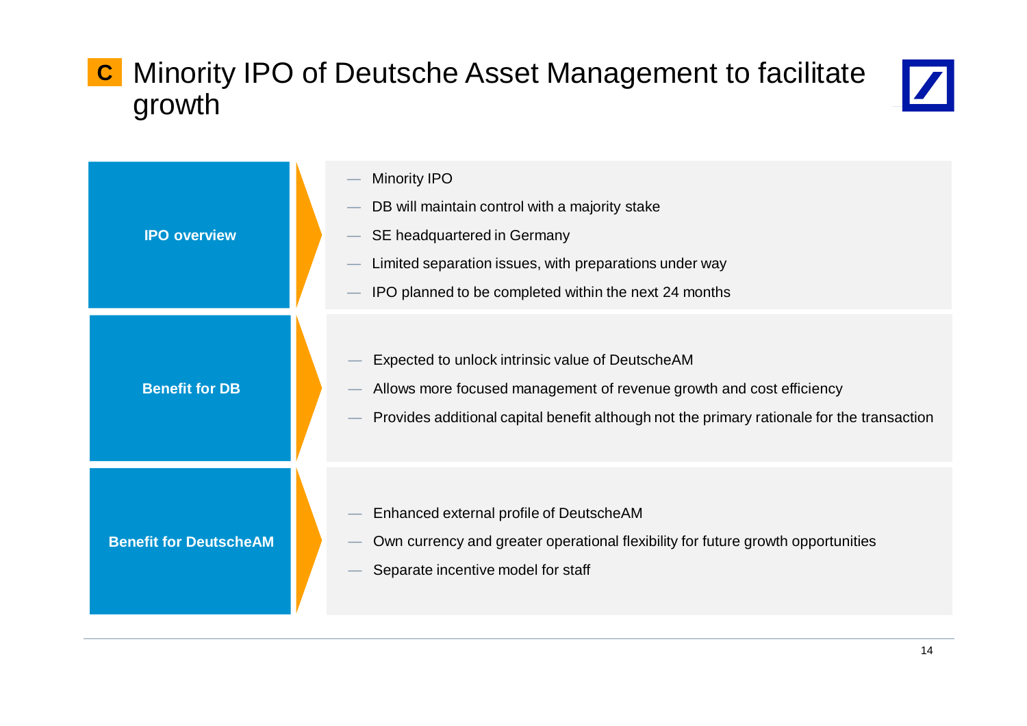# C Minority IPO of Deutsche Asset Management to facilitate growth

## IPO overview

- Minority IPO
- DB will maintain control with a majority stake
- SE headquartered in Germany
- Limited separation issues, with preparations under way
- IPO planned to be completed within the next 24 months

## Benefit for DB

- Expected to unlock intrinsic value of DeutscheAM
- Allows more focused management of revenue growth and cost efficiency
- Provides additional capital benefit although not the primary rationale for the transaction

## Benefit for DeutscheAM

- Enhanced external profile of DeutscheAM
- Own currency and greater operational flexibility for future growth opportunities
- Separate incentive model for staff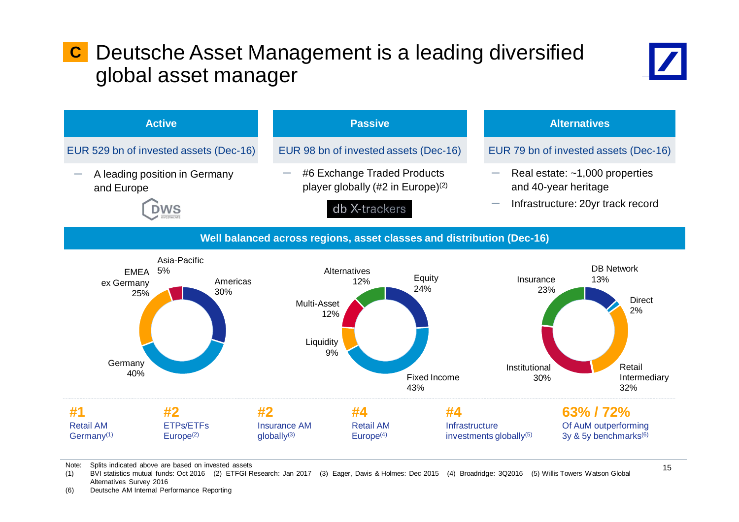# C Deutsche Asset Management is a leading diversified global asset manager

| Active | Passive | Alternatives |
|---|---|---|
| EUR 529 bn of invested assets (Dec-16) | EUR 98 bn of invested assets (Dec-16) | EUR 79 bn of invested assets (Dec-16) |
| – A leading position in Germany and Europe | – #6 Exchange Traded Products player globally (#2 in Europe)[2] | – Real estate: ~1,000 properties and 40-year heritage<br>– Infrastructure: 20yr track record |
| DWS | db X-trackers | |

## Well balanced across regions, asset classes and distribution (Dec-16)

**By region:** Germany 40%; Americas 30%; EMEA ex Germany 25%; Asia-Pacific 5%

**By asset class:** Fixed Income 43%; Equity 24%; Alternatives 12%; Multi-Asset 12%; Liquidity 9%

**By distribution:** Retail Intermediary 32%; Institutional 30%; Insurance 23%; DB Network 13%; Direct 2%

| #1 | #2 | #2 | #4 | #4 | 63% / 72% |
|---|---|---|---|---|---|
| Retail AM Germany[1] | ETPs/ETFs Europe[2] | Insurance AM globally[3] | Retail AM Europe[4] | Infrastructure investments globally[5] | Of AuM outperforming 3y & 5y benchmarks[6] |

Note: Splits indicated above are based on invested assets

(1) BVI statistics mutual funds: Oct 2016 (2) ETFGI Research: Jan 2017 (3) Eager, Davis & Holmes: Dec 2015 (4) Broadridge: 3Q2016 (5) Willis Towers Watson Global Alternatives Survey 2016

(6) Deutsche AM Internal Performance Reporting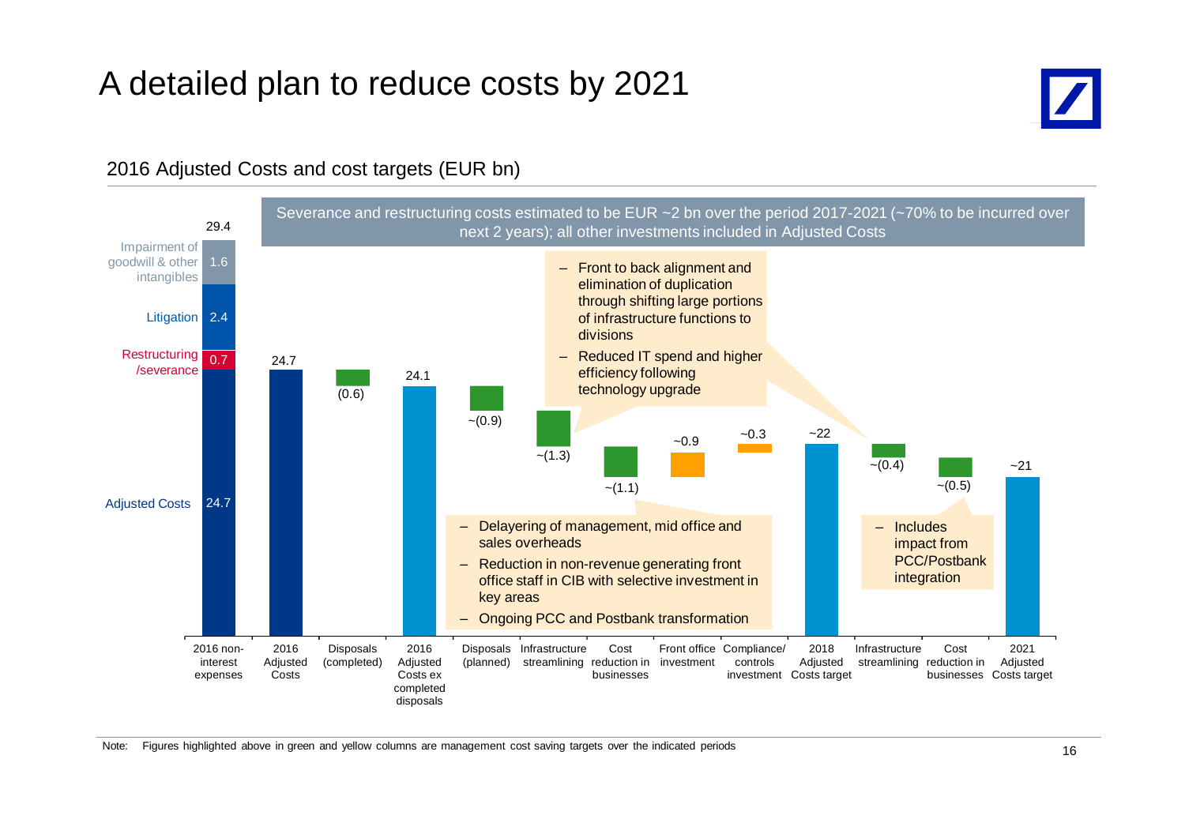# A detailed plan to reduce costs by 2021

## 2016 Adjusted Costs and cost targets (EUR bn)

Severance and restructuring costs estimated to be EUR ~2 bn over the period 2017-2021 (~70% to be incurred over next 2 years); all other investments included in Adjusted Costs

| Item | Value (EUR bn) |
|---|---|
| 2016 non-interest expenses | 29.4 |
| – Impairment of goodwill & other intangibles | 1.6 |
| – Litigation | 2.4 |
| – Restructuring /severance | 0.7 |
| – Adjusted Costs | 24.7 |
| 2016 Adjusted Costs | 24.7 |
| Disposals (completed) | (0.6) |
| 2016 Adjusted Costs ex completed disposals | 24.1 |
| Disposals (planned) | ~(0.9) |
| Infrastructure streamlining | ~(1.3) |
| Cost reduction in businesses | ~(1.1) |
| Front office investment | ~0.9 |
| Compliance/ controls investment | ~0.3 |
| 2018 Adjusted Costs target | ~22 |
| Infrastructure streamlining | ~(0.4) |
| Cost reduction in businesses | ~(0.5) |
| 2021 Adjusted Costs target | ~21 |

Infrastructure streamlining:

- Front to back alignment and elimination of duplication through shifting large portions of infrastructure functions to divisions
- Reduced IT spend and higher efficiency following technology upgrade

Cost reduction in businesses (2018):

- Delayering of management, mid office and sales overheads
- Reduction in non-revenue generating front office staff in CIB with selective investment in key areas
- Ongoing PCC and Postbank transformation

Cost reduction in businesses (2021):

- Includes impact from PCC/Postbank integration

Note: Figures highlighted above in green and yellow columns are management cost saving targets over the indicated periods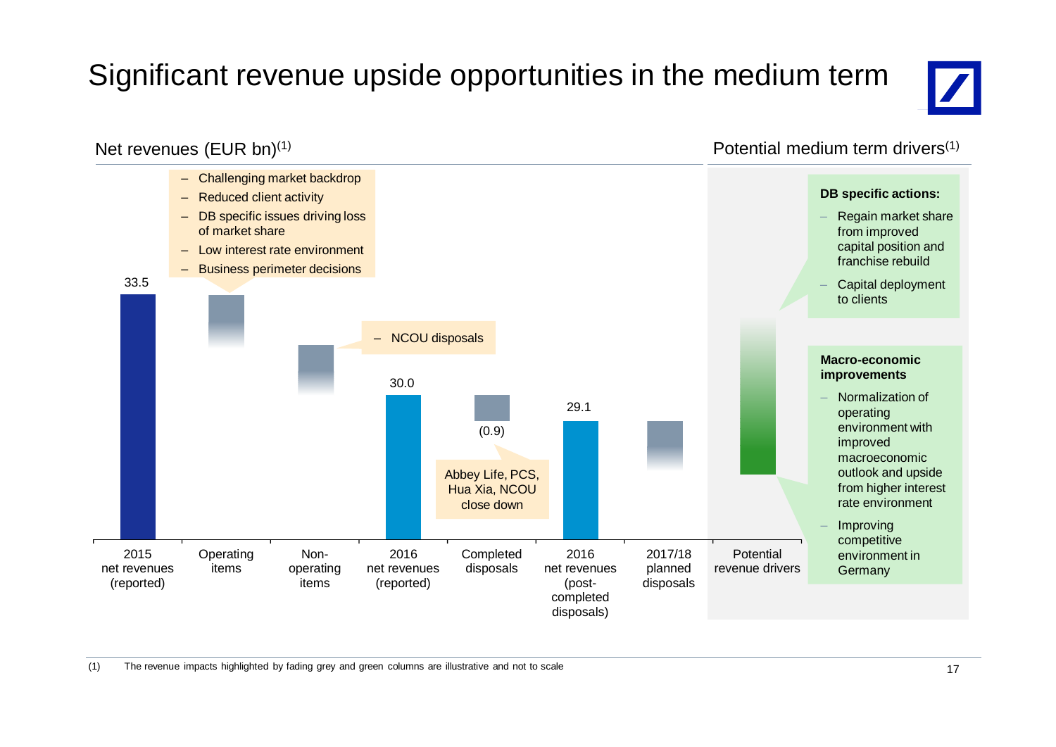# Significant revenue upside opportunities in the medium term

## Net revenues (EUR bn)[1]

| 2015 net revenues (reported) | Operating items | Non-operating items | 2016 net revenues (reported) | Completed disposals | 2016 net revenues (post-completed disposals) | 2017/18 planned disposals | Potential revenue drivers |
|---|---|---|---|---|---|---|---|
| 33.5 | | | 30.0 | (0.9) | 29.1 | | |

Operating items:

- Challenging market backdrop
- Reduced client activity
- DB specific issues driving loss of market share
- Low interest rate environment
- Business perimeter decisions

Non-operating items:

- NCOU disposals

Completed disposals: Abbey Life, PCS, Hua Xia, NCOU close down

## Potential medium term drivers[1]

**DB specific actions:**

- Regain market share from improved capital position and franchise rebuild
- Capital deployment to clients

**Macro-economic improvements**

- Normalization of operating environment with improved macroeconomic outlook and upside from higher interest rate environment
- Improving competitive environment in Germany

(1) The revenue impacts highlighted by fading grey and green columns are illustrative and not to scale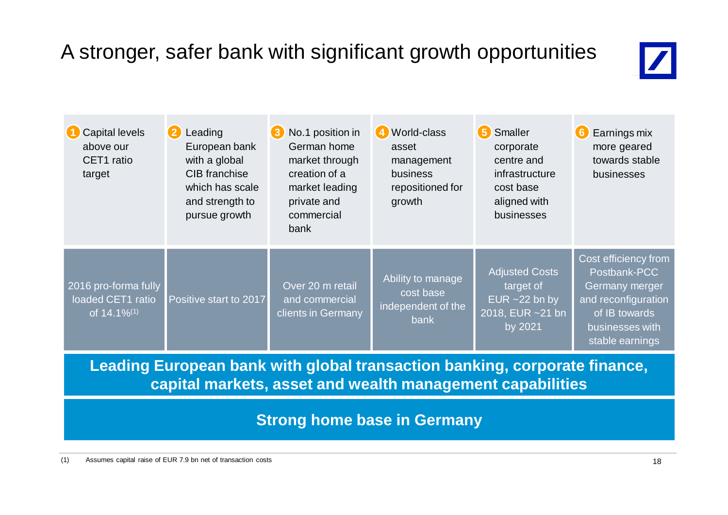# A stronger, safer bank with significant growth opportunities

| 1 Capital levels above our CET1 ratio target | 2 Leading European bank with a global CIB franchise which has scale and strength to pursue growth | 3 No.1 position in German home market through creation of a market leading private and commercial bank | 4 World-class asset management business repositioned for growth | 5 Smaller corporate centre and infrastructure cost base aligned with businesses | 6 Earnings mix more geared towards stable businesses |
|---|---|---|---|---|---|
| 2016 pro-forma fully loaded CET1 ratio of 14.1%(1) | Positive start to 2017 | Over 20 m retail and commercial clients in Germany | Ability to manage cost base independent of the bank | Adjusted Costs target of EUR ~22 bn by 2018, EUR ~21 bn by 2021 | Cost efficiency from Postbank-PCC Germany merger and reconfiguration of IB towards businesses with stable earnings |

**Leading European bank with global transaction banking, corporate finance, capital markets, asset and wealth management capabilities**

**Strong home base in Germany**

(1) Assumes capital raise of EUR 7.9 bn net of transaction costs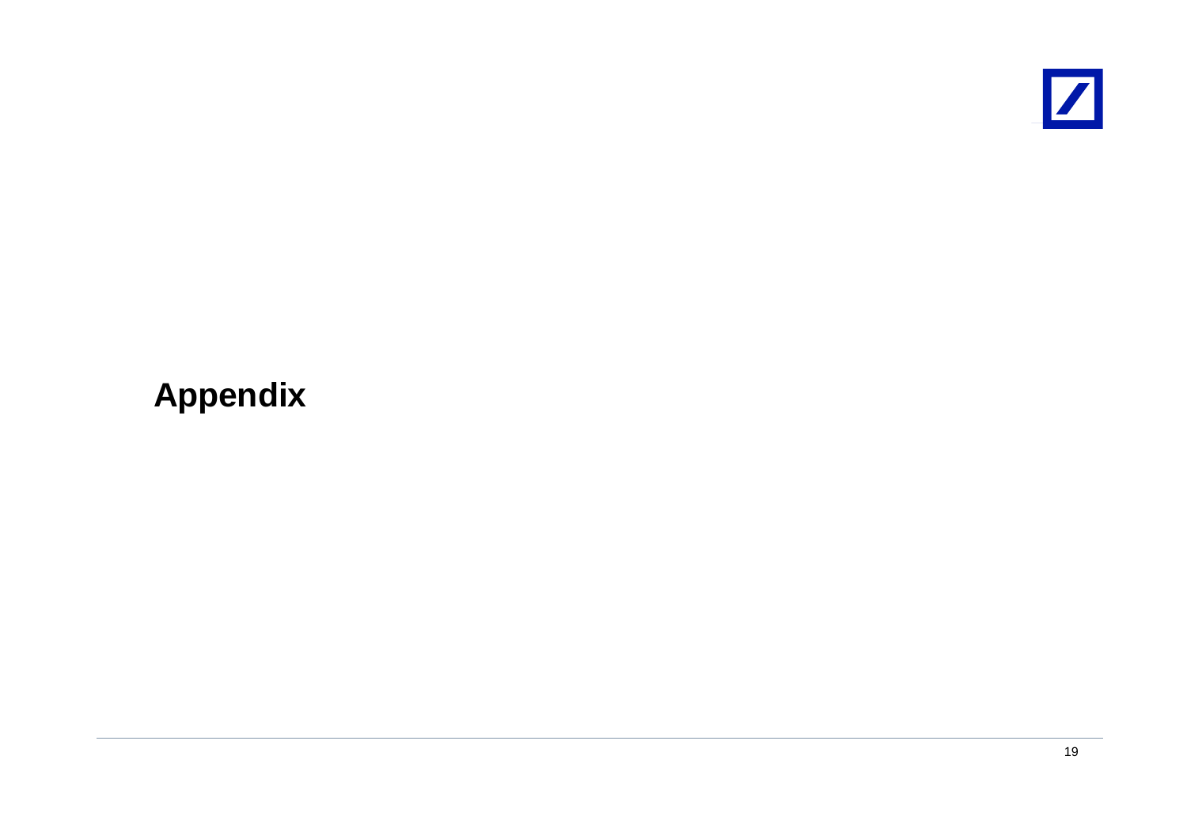# Appendix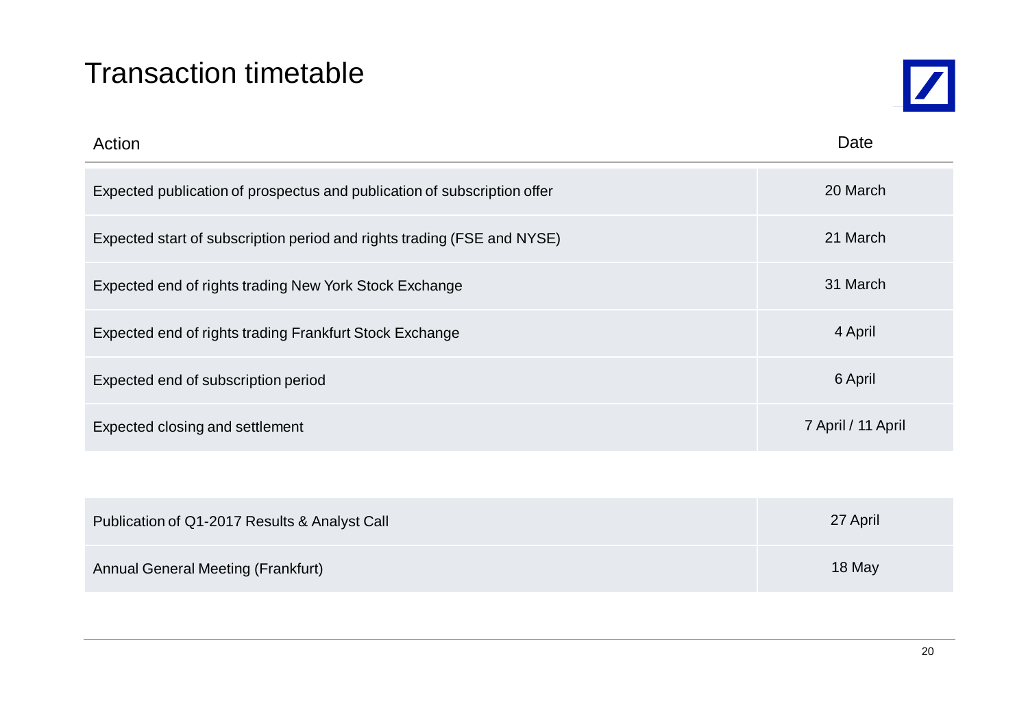# Transaction timetable

| Action | Date |
|---|---|
| Expected publication of prospectus and publication of subscription offer | 20 March |
| Expected start of subscription period and rights trading (FSE and NYSE) | 21 March |
| Expected end of rights trading New York Stock Exchange | 31 March |
| Expected end of rights trading Frankfurt Stock Exchange | 4 April |
| Expected end of subscription period | 6 April |
| Expected closing and settlement | 7 April / 11 April |

| | |
|---|---|
| Publication of Q1-2017 Results & Analyst Call | 27 April |
| Annual General Meeting (Frankfurt) | 18 May |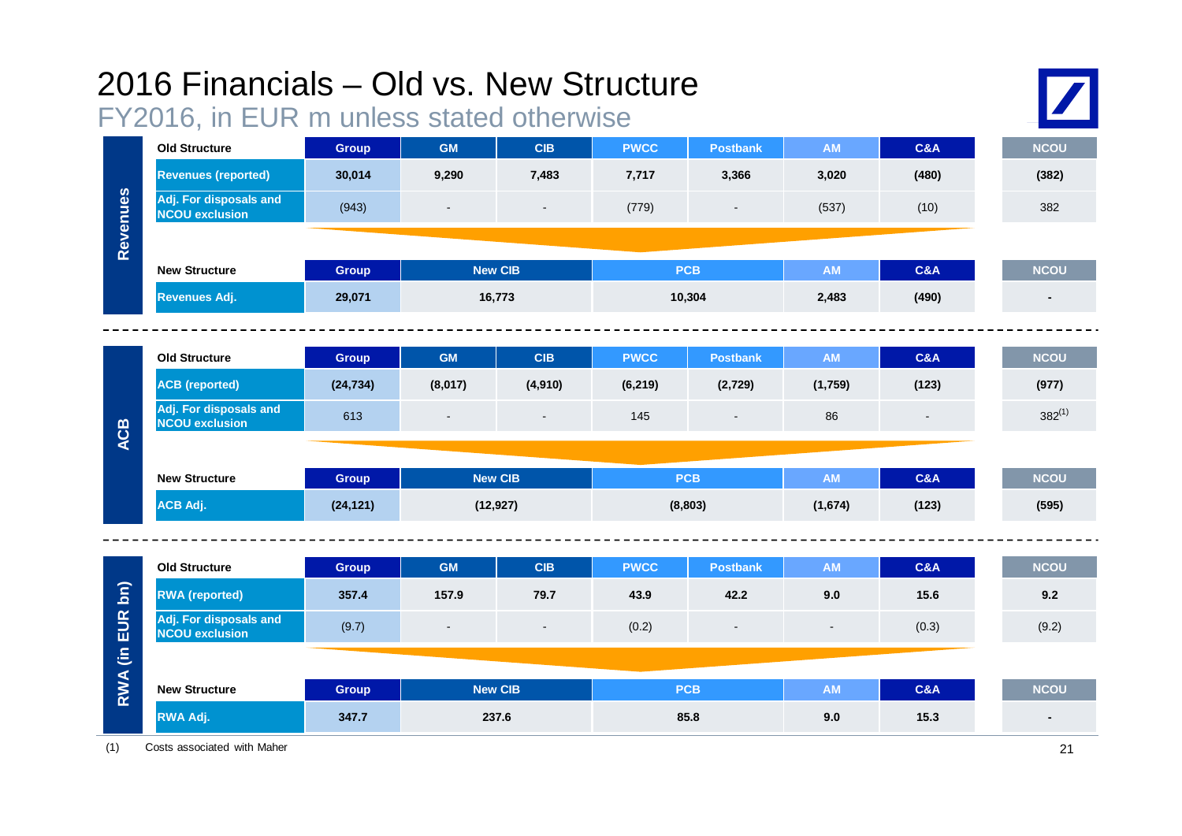# 2016 Financials – Old vs. New Structure

FY2016, in EUR m unless stated otherwise

## Revenues

| Old Structure | Group | GM | CIB | PWCC | Postbank | AM | C&A | NCOU |
|---|---|---|---|---|---|---|---|---|
| Revenues (reported) | 30,014 | 9,290 | 7,483 | 7,717 | 3,366 | 3,020 | (480) | (382) |
| Adj. For disposals and NCOU exclusion | (943) | - | - | (779) | - | (537) | (10) | 382 |

| New Structure | Group | New CIB | PCB | AM | C&A | NCOU |
|---|---|---|---|---|---|---|
| Revenues Adj. | 29,071 | 16,773 | 10,304 | 2,483 | (490) | - |

## ACB

| Old Structure | Group | GM | CIB | PWCC | Postbank | AM | C&A | NCOU |
|---|---|---|---|---|---|---|---|---|
| ACB (reported) | (24,734) | (8,017) | (4,910) | (6,219) | (2,729) | (1,759) | (123) | (977) |
| Adj. For disposals and NCOU exclusion | 613 | - | - | 145 | - | 86 | - | 382[(1)] |

| New Structure | Group | New CIB | PCB | AM | C&A | NCOU |
|---|---|---|---|---|---|---|
| ACB Adj. | (24,121) | (12,927) | (8,803) | (1,674) | (123) | (595) |

## RWA (in EUR bn)

| Old Structure | Group | GM | CIB | PWCC | Postbank | AM | C&A | NCOU |
|---|---|---|---|---|---|---|---|---|
| RWA (reported) | 357.4 | 157.9 | 79.7 | 43.9 | 42.2 | 9.0 | 15.6 | 9.2 |
| Adj. For disposals and NCOU exclusion | (9.7) | - | - | (0.2) | - | - | (0.3) | (9.2) |

| New Structure | Group | New CIB | PCB | AM | C&A | NCOU |
|---|---|---|---|---|---|---|
| RWA Adj. | 347.7 | 237.6 | 85.8 | 9.0 | 15.3 | - |

(1) Costs associated with Maher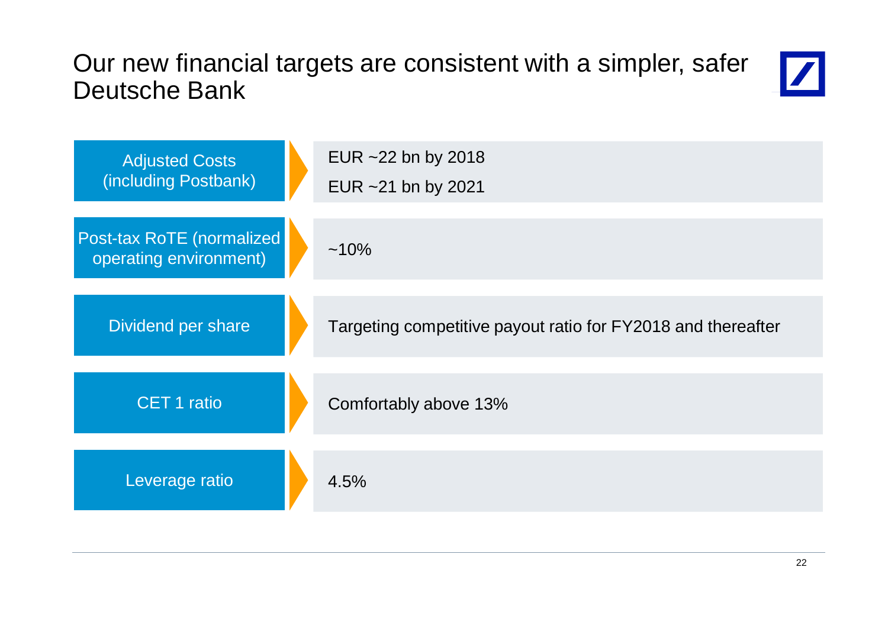# Our new financial targets are consistent with a simpler, safer Deutsche Bank

| Target | |
|---|---|
| Adjusted Costs (including Postbank) | EUR ~22 bn by 2018<br>EUR ~21 bn by 2021 |
| Post-tax RoTE (normalized operating environment) | ~10% |
| Dividend per share | Targeting competitive payout ratio for FY2018 and thereafter |
| CET 1 ratio | Comfortably above 13% |
| Leverage ratio | 4.5% |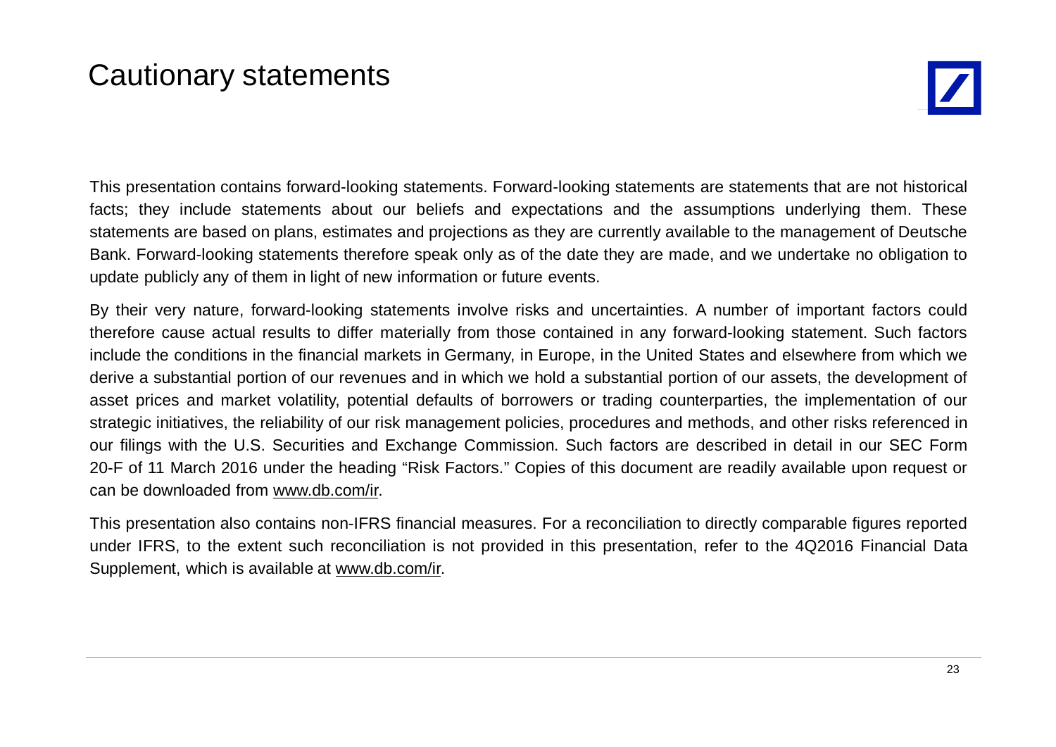# Cautionary statements

This presentation contains forward-looking statements. Forward-looking statements are statements that are not historical facts; they include statements about our beliefs and expectations and the assumptions underlying them. These statements are based on plans, estimates and projections as they are currently available to the management of Deutsche Bank. Forward-looking statements therefore speak only as of the date they are made, and we undertake no obligation to update publicly any of them in light of new information or future events.

By their very nature, forward-looking statements involve risks and uncertainties. A number of important factors could therefore cause actual results to differ materially from those contained in any forward-looking statement. Such factors include the conditions in the financial markets in Germany, in Europe, in the United States and elsewhere from which we derive a substantial portion of our revenues and in which we hold a substantial portion of our assets, the development of asset prices and market volatility, potential defaults of borrowers or trading counterparties, the implementation of our strategic initiatives, the reliability of our risk management policies, procedures and methods, and other risks referenced in our filings with the U.S. Securities and Exchange Commission. Such factors are described in detail in our SEC Form 20-F of 11 March 2016 under the heading "Risk Factors." Copies of this document are readily available upon request or can be downloaded from www.db.com/ir.

This presentation also contains non-IFRS financial measures. For a reconciliation to directly comparable figures reported under IFRS, to the extent such reconciliation is not provided in this presentation, refer to the 4Q2016 Financial Data Supplement, which is available at www.db.com/ir.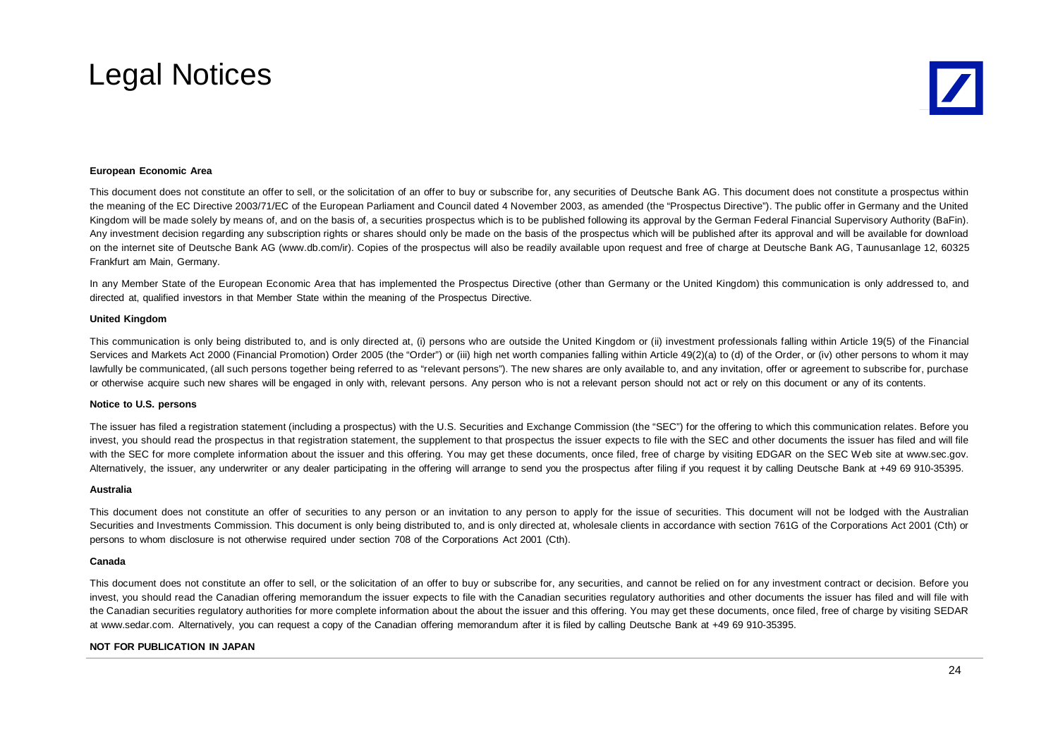# Legal Notices

**European Economic Area**

This document does not constitute an offer to sell, or the solicitation of an offer to buy or subscribe for, any securities of Deutsche Bank AG. This document does not constitute a prospectus within the meaning of the EC Directive 2003/71/EC of the European Parliament and Council dated 4 November 2003, as amended (the "Prospectus Directive"). The public offer in Germany and the United Kingdom will be made solely by means of, and on the basis of, a securities prospectus which is to be published following its approval by the German Federal Financial Supervisory Authority (BaFin). Any investment decision regarding any subscription rights or shares should only be made on the basis of the prospectus which will be published after its approval and will be available for download on the internet site of Deutsche Bank AG (www.db.com/ir). Copies of the prospectus will also be readily available upon request and free of charge at Deutsche Bank AG, Taunusanlage 12, 60325 Frankfurt am Main, Germany.

In any Member State of the European Economic Area that has implemented the Prospectus Directive (other than Germany or the United Kingdom) this communication is only addressed to, and directed at, qualified investors in that Member State within the meaning of the Prospectus Directive.

**United Kingdom**

This communication is only being distributed to, and is only directed at, (i) persons who are outside the United Kingdom or (ii) investment professionals falling within Article 19(5) of the Financial Services and Markets Act 2000 (Financial Promotion) Order 2005 (the "Order") or (iii) high net worth companies falling within Article 49(2)(a) to (d) of the Order, or (iv) other persons to whom it may lawfully be communicated, (all such persons together being referred to as "relevant persons"). The new shares are only available to, and any invitation, offer or agreement to subscribe for, purchase or otherwise acquire such new shares will be engaged in only with, relevant persons. Any person who is not a relevant person should not act or rely on this document or any of its contents.

**Notice to U.S. persons**

The issuer has filed a registration statement (including a prospectus) with the U.S. Securities and Exchange Commission (the "SEC") for the offering to which this communication relates. Before you invest, you should read the prospectus in that registration statement, the supplement to that prospectus the issuer expects to file with the SEC and other documents the issuer has filed and will file with the SEC for more complete information about the issuer and this offering. You may get these documents, once filed, free of charge by visiting EDGAR on the SEC Web site at www.sec.gov. Alternatively, the issuer, any underwriter or any dealer participating in the offering will arrange to send you the prospectus after filing if you request it by calling Deutsche Bank at +49 69 910-35395.

**Australia**

This document does not constitute an offer of securities to any person or an invitation to any person to apply for the issue of securities. This document will not be lodged with the Australian Securities and Investments Commission. This document is only being distributed to, and is only directed at, wholesale clients in accordance with section 761G of the Corporations Act 2001 (Cth) or persons to whom disclosure is not otherwise required under section 708 of the Corporations Act 2001 (Cth).

**Canada**

This document does not constitute an offer to sell, or the solicitation of an offer to buy or subscribe for, any securities, and cannot be relied on for any investment contract or decision. Before you invest, you should read the Canadian offering memorandum the issuer expects to file with the Canadian securities regulatory authorities and other documents the issuer has filed and will file with the Canadian securities regulatory authorities for more complete information about the about the issuer and this offering. You may get these documents, once filed, free of charge by visiting SEDAR at www.sedar.com. Alternatively, you can request a copy of the Canadian offering memorandum after it is filed by calling Deutsche Bank at +49 69 910-35395.

**NOT FOR PUBLICATION IN JAPAN**